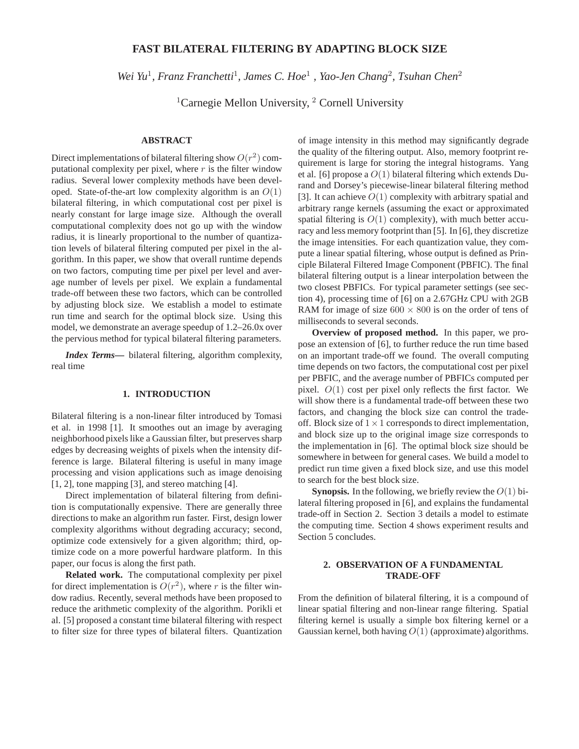# FAST BILATERAL FILTERING BY ADAPTING BLOCK SIZE

*Wei Yu*[1], *Franz Franchetti*[1], *James C. Hoe*[1] , *Yao-Jen Chang*[2], *Tsuhan Chen*[2]

[1]Carnegie Mellon University, [2] Cornell University

## ABSTRACT

Direct implementations of bilateral filtering show $O(r^2)$ computational complexity per pixel, where $r$ is the filter window radius. Several lower complexity methods have been developed. State-of-the-art low complexity algorithm is an $O(1)$ bilateral filtering, in which computational cost per pixel is nearly constant for large image size. Although the overall computational complexity does not go up with the window radius, it is linearly proportional to the number of quantization levels of bilateral filtering computed per pixel in the algorithm. In this paper, we show that overall runtime depends on two factors, computing time per pixel per level and average number of levels per pixel. We explain a fundamental trade-off between these two factors, which can be controlled by adjusting block size. We establish a model to estimate run time and search for the optimal block size. Using this model, we demonstrate an average speedup of 1.2–26.0x over the pervious method for typical bilateral filtering parameters.

***Index Terms***— bilateral filtering, algorithm complexity, real time

## 1. INTRODUCTION

Bilateral filtering is a non-linear filter introduced by Tomasi et al. in 1998 [1]. It smoothes out an image by averaging neighborhood pixels like a Gaussian filter, but preserves sharp edges by decreasing weights of pixels when the intensity difference is large. Bilateral filtering is useful in many image processing and vision applications such as image denoising [1, 2], tone mapping [3], and stereo matching [4].

Direct implementation of bilateral filtering from definition is computationally expensive. There are generally three directions to make an algorithm run faster. First, design lower complexity algorithms without degrading accuracy; second, optimize code extensively for a given algorithm; third, optimize code on a more powerful hardware platform. In this paper, our focus is along the first path.

**Related work.** The computational complexity per pixel for direct implementation is $O(r^2)$, where $r$ is the filter window radius. Recently, several methods have been proposed to reduce the arithmetic complexity of the algorithm. Porikli et al. [5] proposed a constant time bilateral filtering with respect to filter size for three types of bilateral filters. Quantization of image intensity in this method may significantly degrade the quality of the filtering output. Also, memory footprint requirement is large for storing the integral histograms. Yang et al. [6] propose a $O(1)$ bilateral filtering which extends Durand and Dorsey's piecewise-linear bilateral filtering method [3]. It can achieve $O(1)$ complexity with arbitrary spatial and arbitrary range kernels (assuming the exact or approximated spatial filtering is $O(1)$ complexity), with much better accuracy and less memory footprint than [5]. In [6], they discretize the image intensities. For each quantization value, they compute a linear spatial filtering, whose output is defined as Principle Bilateral Filtered Image Component (PBFIC). The final bilateral filtering output is a linear interpolation between the two closest PBFICs. For typical parameter settings (see section 4), processing time of [6] on a 2.67GHz CPU with 2GB RAM for image of size $600 \times 800$ is on the order of tens of milliseconds to several seconds.

**Overview of proposed method.** In this paper, we propose an extension of [6], to further reduce the run time based on an important trade-off we found. The overall computing time depends on two factors, the computational cost per pixel per PBFIC, and the average number of PBFICs computed per pixel. $O(1)$ cost per pixel only reflects the first factor. We will show there is a fundamental trade-off between these two factors, and changing the block size can control the trade-off. Block size of $1 \times 1$ corresponds to direct implementation, and block size up to the original image size corresponds to the implementation in [6]. The optimal block size should be somewhere in between for general cases. We build a model to predict run time given a fixed block size, and use this model to search for the best block size.

**Synopsis.** In the following, we briefly review the $O(1)$ bilateral filtering proposed in [6], and explains the fundamental trade-off in Section 2. Section 3 details a model to estimate the computing time. Section 4 shows experiment results and Section 5 concludes.

## 2. OBSERVATION OF A FUNDAMENTAL TRADE-OFF

From the definition of bilateral filtering, it is a compound of linear spatial filtering and non-linear range filtering. Spatial filtering kernel is usually a simple box filtering kernel or a Gaussian kernel, both having $O(1)$ (approximate) algorithms.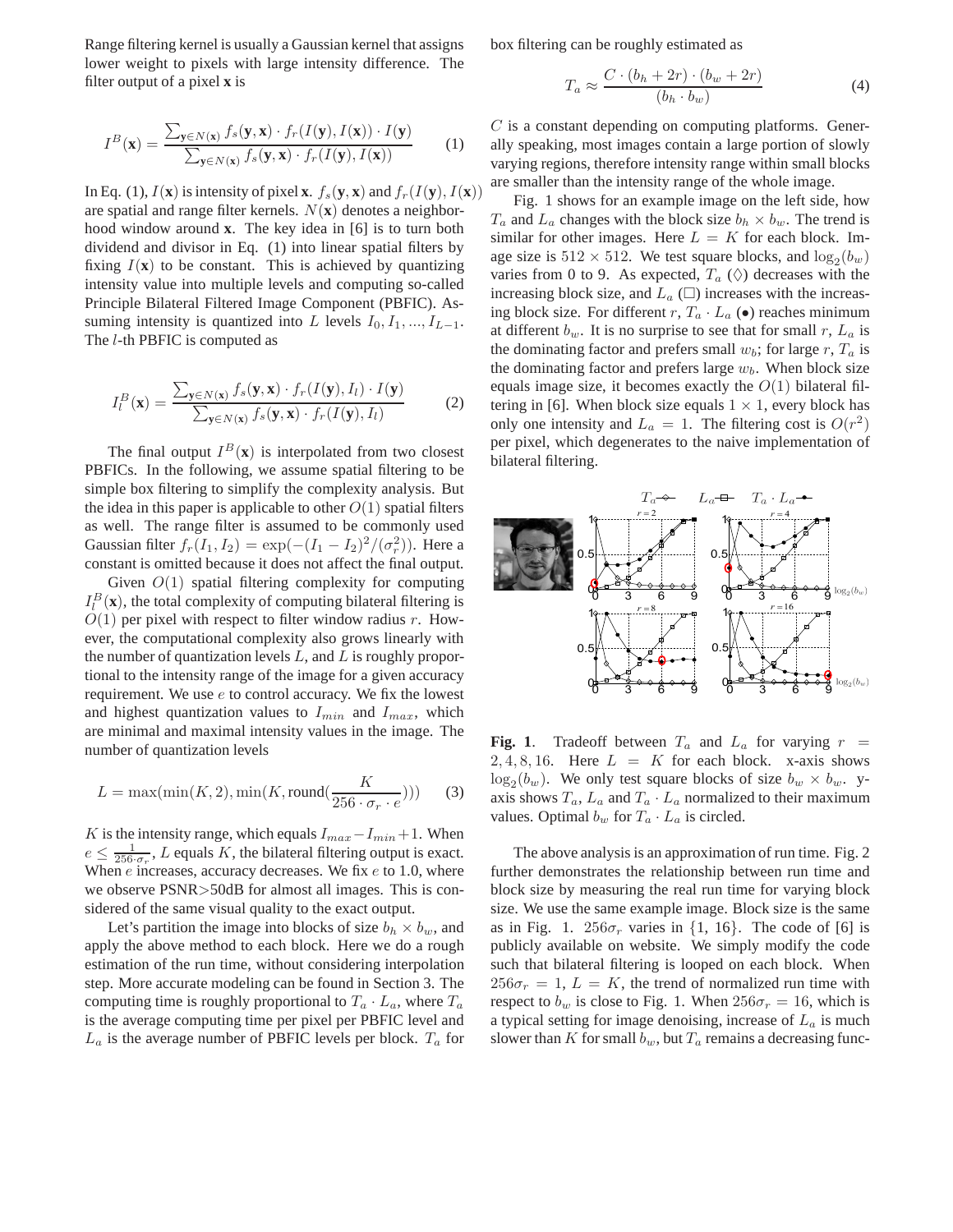Range filtering kernel is usually a Gaussian kernel that assigns lower weight to pixels with large intensity difference. The filter output of a pixel **x** is

$$I^B(\mathbf{x}) = \frac{\sum_{\mathbf{y}\in N(\mathbf{x})} f_s(\mathbf{y},\mathbf{x}) \cdot f_r(I(\mathbf{y}), I(\mathbf{x})) \cdot I(\mathbf{y})}{\sum_{\mathbf{y}\in N(\mathbf{x})} f_s(\mathbf{y},\mathbf{x}) \cdot f_r(I(\mathbf{y}), I(\mathbf{x}))} \quad (1)$$

In Eq. (1), $I(\mathbf{x})$ is intensity of pixel **x**. $f_s(\mathbf{y},\mathbf{x})$ and $f_r(I(\mathbf{y}), I(\mathbf{x}))$ are spatial and range filter kernels. $N(\mathbf{x})$ denotes a neighborhood window around **x**. The key idea in [6] is to turn both dividend and divisor in Eq. (1) into linear spatial filters by fixing $I(\mathbf{x})$ to be constant. This is achieved by quantizing intensity value into multiple levels and computing so-called Principle Bilateral Filtered Image Component (PBFIC). Assuming intensity is quantized into $L$ levels $I_0, I_1, ..., I_{L-1}$. The $l$-th PBFIC is computed as

$$I_l^B(\mathbf{x}) = \frac{\sum_{\mathbf{y}\in N(\mathbf{x})} f_s(\mathbf{y},\mathbf{x}) \cdot f_r(I(\mathbf{y}), I_l) \cdot I(\mathbf{y})}{\sum_{\mathbf{y}\in N(\mathbf{x})} f_s(\mathbf{y},\mathbf{x}) \cdot f_r(I(\mathbf{y}), I_l)} \quad (2)$$

The final output $I^B(\mathbf{x})$ is interpolated from two closest PBFICs. In the following, we assume spatial filtering to be simple box filtering to simplify the complexity analysis. But the idea in this paper is applicable to other $O(1)$ spatial filters as well. The range filter is assumed to be commonly used Gaussian filter $f_r(I_1, I_2) = \exp(-(I_1 - I_2)^2/(\sigma_r^2))$. Here a constant is omitted because it does not affect the final output.

Given $O(1)$ spatial filtering complexity for computing $I_l^B(\mathbf{x})$, the total complexity of computing bilateral filtering is $O(1)$ per pixel with respect to filter window radius $r$. However, the computational complexity also grows linearly with the number of quantization levels $L$, and $L$ is roughly proportional to the intensity range of the image for a given accuracy requirement. We use $e$ to control accuracy. We fix the lowest and highest quantization values to $I_{min}$ and $I_{max}$, which are minimal and maximal intensity values in the image. The number of quantization levels

$$L = \max(\min(K, 2), \min(K, \text{round}(\frac{K}{256 \cdot \sigma_r \cdot e}))) \quad (3)$$

$K$ is the intensity range, which equals $I_{max} - I_{min} + 1$. When $e \leq \frac{1}{256 \cdot \sigma_r}$, $L$ equals $K$, the bilateral filtering output is exact. When $e$ increases, accuracy decreases. We fix $e$ to 1.0, where we observe PSNR>50dB for almost all images. This is considered of the same visual quality to the exact output.

Let's partition the image into blocks of size $b_h \times b_w$, and apply the above method to each block. Here we do a rough estimation of the run time, without considering interpolation step. More accurate modeling can be found in Section 3. The computing time is roughly proportional to $T_a \cdot L_a$, where $T_a$ is the average computing time per pixel per PBFIC level and $L_a$ is the average number of PBFIC levels per block. $T_a$ for box filtering can be roughly estimated as

$$T_a \approx \frac{C \cdot (b_h + 2r) \cdot (b_w + 2r)}{(b_h \cdot b_w)} \quad (4)$$

$C$ is a constant depending on computing platforms. Generally speaking, most images contain a large portion of slowly varying regions, therefore intensity range within small blocks are smaller than the intensity range of the whole image.

Fig. 1 shows for an example image on the left side, how $T_a$ and $L_a$ changes with the block size $b_h \times b_w$. The trend is similar for other images. Here $L = K$ for each block. Image size is $512 \times 512$. We test square blocks, and $\log_2(b_w)$ varies from 0 to 9. As expected, $T_a$ ($\Diamond$) decreases with the increasing block size, and $L_a$ ($\Box$) increases with the increasing block size. For different $r$, $T_a \cdot L_a$ ($\bullet$) reaches minimum at different $b_w$. It is no surprise to see that for small $r$, $L_a$ is the dominating factor and prefers small $w_b$; for large $r$, $T_a$ is the dominating factor and prefers large $w_b$. When block size equals image size, it becomes exactly the $O(1)$ bilateral filtering in [6]. When block size equals $1 \times 1$, every block has only one intensity and $L_a = 1$. The filtering cost is $O(r^2)$ per pixel, which degenerates to the naive implementation of bilateral filtering.

**Fig. 1**. Tradeoff between $T_a$ and $L_a$ for varying $r = 2, 4, 8, 16$. Here $L = K$ for each block. x-axis shows $\log_2(b_w)$. We only test square blocks of size $b_w \times b_w$. y-axis shows $T_a$, $L_a$ and $T_a \cdot L_a$ normalized to their maximum values. Optimal $b_w$ for $T_a \cdot L_a$ is circled.

The above analysis is an approximation of run time. Fig. 2 further demonstrates the relationship between run time and block size by measuring the real run time for varying block size. We use the same example image. Block size is the same as in Fig. 1. $256\sigma_r$ varies in {1, 16}. The code of [6] is publicly available on website. We simply modify the code such that bilateral filtering is looped on each block. When $256\sigma_r = 1$, $L = K$, the trend of normalized run time with respect to $b_w$ is close to Fig. 1. When $256\sigma_r = 16$, which is a typical setting for image denoising, increase of $L_a$ is much slower than $K$ for small $b_w$, but $T_a$ remains a decreasing func-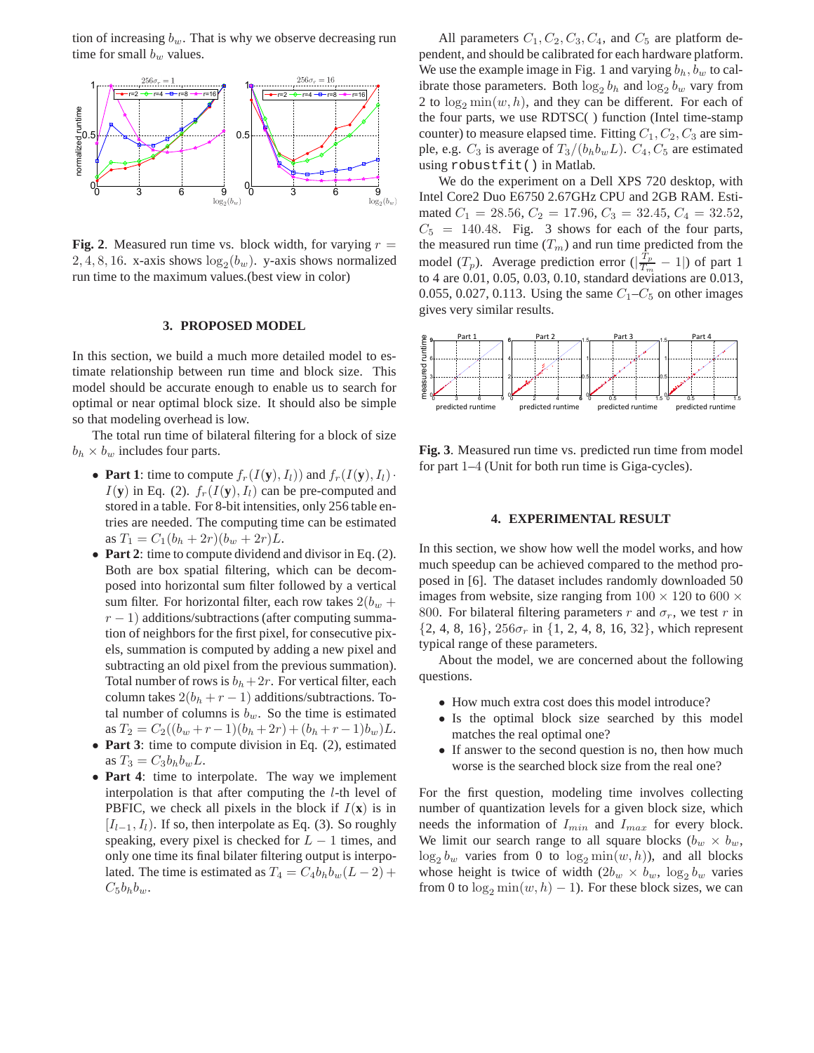tion of increasing $b_w$. That is why we observe decreasing run time for small $b_w$ values.

**Fig. 2.** Measured run time vs. block width, for varying $r = 2, 4, 8, 16$. x-axis shows $\log_2(b_w)$. y-axis shows normalized run time to the maximum values.(best view in color)

## 3. PROPOSED MODEL

In this section, we build a much more detailed model to estimate relationship between run time and block size. This model should be accurate enough to enable us to search for optimal or near optimal block size. It should also be simple so that modeling overhead is low.

The total run time of bilateral filtering for a block of size $b_h \times b_w$ includes four parts.

- **Part 1**: time to compute $f_r(I(\mathbf{y}), I_l))$ and $f_r(I(\mathbf{y}), I_l) \cdot I(\mathbf{y})$ in Eq. (2). $f_r(I(\mathbf{y}), I_l)$ can be pre-computed and stored in a table. For 8-bit intensities, only 256 table entries are needed. The computing time can be estimated as $T_1 = C_1(b_h + 2r)(b_w + 2r)L$.
- **Part 2**: time to compute dividend and divisor in Eq. (2). Both are box spatial filtering, which can be decomposed into horizontal sum filter followed by a vertical sum filter. For horizontal filter, each row takes $2(b_w + r - 1)$ additions/subtractions (after computing summation of neighbors for the first pixel, for consecutive pixels, summation is computed by adding a new pixel and subtracting an old pixel from the previous summation). Total number of rows is $b_h + 2r$. For vertical filter, each column takes $2(b_h + r - 1)$ additions/subtractions. Total number of columns is $b_w$. So the time is estimated as $T_2 = C_2((b_w + r - 1)(b_h + 2r) + (b_h + r - 1)b_w)L$.
- **Part 3**: time to compute division in Eq. (2), estimated as $T_3 = C_3 b_h b_w L$.
- **Part 4**: time to interpolate. The way we implement interpolation is that after computing the $l$-th level of PBFIC, we check all pixels in the block if $I(\mathbf{x})$ is in $[I_{l-1}, I_l)$. If so, then interpolate as Eq. (3). So roughly speaking, every pixel is checked for $L - 1$ times, and only one time its final bilater filtering output is interpolated. The time is estimated as $T_4 = C_4 b_h b_w (L - 2) + C_5 b_h b_w$.

All parameters $C_1, C_2, C_3, C_4$, and $C_5$ are platform dependent, and should be calibrated for each hardware platform. We use the example image in Fig. 1 and varying $b_h, b_w$ to calibrate those parameters. Both $\log_2 b_h$ and $\log_2 b_w$ vary from 2 to $\log_2 \min(w, h)$, and they can be different. For each of the four parts, we use RDTSC( ) function (Intel time-stamp counter) to measure elapsed time. Fitting $C_1, C_2, C_3$ are simple, e.g. $C_3$ is average of $T_3/(b_h b_w L)$. $C_4, C_5$ are estimated using `robustfit()` in Matlab.

We do the experiment on a Dell XPS 720 desktop, with Intel Core2 Duo E6750 2.67GHz CPU and 2GB RAM. Estimated $C_1 = 28.56$, $C_2 = 17.96$, $C_3 = 32.45$, $C_4 = 32.52$, $C_5 = 140.48$. Fig. 3 shows for each of the four parts, the measured run time ($T_m$) and run time predicted from the model ($T_p$). Average prediction error ($|\frac{T_p}{T_m} - 1|$) of part 1 to 4 are 0.01, 0.05, 0.03, 0.10, standard deviations are 0.013, 0.055, 0.027, 0.113. Using the same $C_1$–$C_5$ on other images gives very similar results.

**Fig. 3.** Measured run time vs. predicted run time from model for part 1–4 (Unit for both run time is Giga-cycles).

## 4. EXPERIMENTAL RESULT

In this section, we show how well the model works, and how much speedup can be achieved compared to the method proposed in [6]. The dataset includes randomly downloaded 50 images from website, size ranging from $100 \times 120$ to $600 \times 800$. For bilateral filtering parameters $r$ and $\sigma_r$, we test $r$ in $\{2, 4, 8, 16\}$, $256\sigma_r$ in $\{1, 2, 4, 8, 16, 32\}$, which represent typical range of these parameters.

About the model, we are concerned about the following questions.

- How much extra cost does this model introduce?
- Is the optimal block size searched by this model matches the real optimal one?
- If answer to the second question is no, then how much worse is the searched block size from the real one?

For the first question, modeling time involves collecting number of quantization levels for a given block size, which needs the information of $I_{min}$ and $I_{max}$ for every block. We limit our search range to all square blocks ($b_w \times b_w$, $\log_2 b_w$ varies from 0 to $\log_2 \min(w, h)$), and all blocks whose height is twice of width ($2b_w \times b_w$, $\log_2 b_w$ varies from 0 to $\log_2 \min(w, h) - 1$). For these block sizes, we can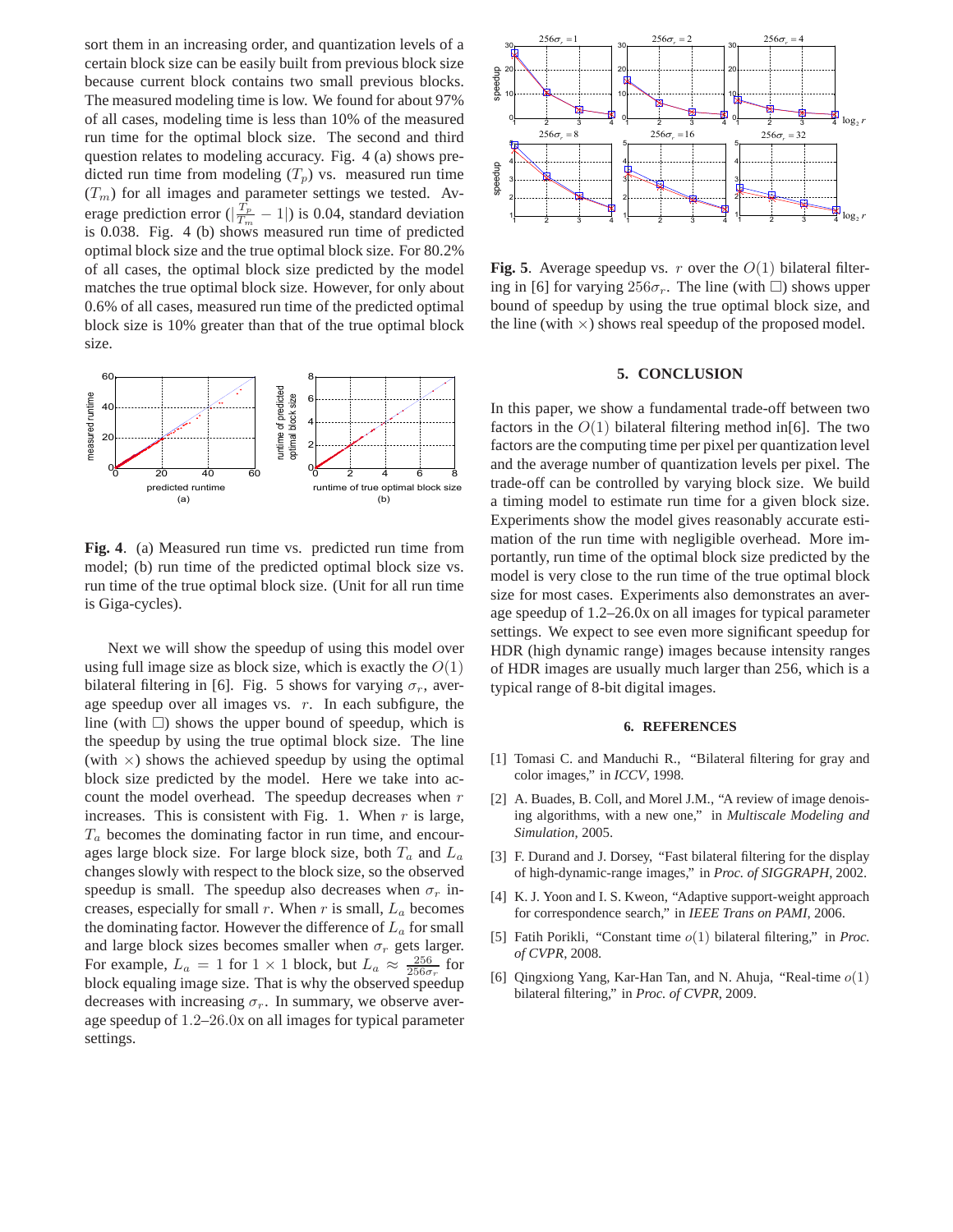sort them in an increasing order, and quantization levels of a certain block size can be easily built from previous block size because current block contains two small previous blocks. The measured modeling time is low. We found for about 97% of all cases, modeling time is less than 10% of the measured run time for the optimal block size. The second and third question relates to modeling accuracy. Fig. 4 (a) shows predicted run time from modeling ($T_p$) vs. measured run time ($T_m$) for all images and parameter settings we tested. Average prediction error ($|\frac{T_p}{T_m} - 1|$) is 0.04, standard deviation is 0.038. Fig. 4 (b) shows measured run time of predicted optimal block size and the true optimal block size. For 80.2% of all cases, the optimal block size predicted by the model matches the true optimal block size. However, for only about 0.6% of all cases, measured run time of the predicted optimal block size is 10% greater than that of the true optimal block size.

measured runtime
0
20
40
60
0
20
40
60
predicted runtime
(a)

runtime of predicted optimal block size
0
2
4
6
8
0
2
4
6
8
runtime of true optimal block size
(b)

**Fig. 4**. (a) Measured run time vs. predicted run time from model; (b) run time of the predicted optimal block size vs. run time of the true optimal block size. (Unit for all run time is Giga-cycles).

Next we will show the speedup of using this model over using full image size as block size, which is exactly the $O(1)$ bilateral filtering in [6]. Fig. 5 shows for varying $\sigma_r$, average speedup over all images vs. $r$. In each subfigure, the line (with $\square$) shows the upper bound of speedup, which is the speedup by using the true optimal block size. The line (with $\times$) shows the achieved speedup by using the optimal block size predicted by the model. Here we take into account the model overhead. The speedup decreases when $r$ increases. This is consistent with Fig. 1. When $r$ is large, $T_a$ becomes the dominating factor in run time, and encourages large block size. For large block size, both $T_a$ and $L_a$ changes slowly with respect to the block size, so the observed speedup is small. The speedup also decreases when $\sigma_r$ increases, especially for small $r$. When $r$ is small, $L_a$ becomes the dominating factor. However the difference of $L_a$ for small and large block sizes becomes smaller when $\sigma_r$ gets larger. For example, $L_a = 1$ for $1 \times 1$ block, but $L_a \approx \frac{256}{256\sigma_r}$ for block equaling image size. That is why the observed speedup decreases with increasing $\sigma_r$. In summary, we observe average speedup of $1.2$–$26.0$x on all images for typical parameter settings.

$256\sigma_r = 1$
$256\sigma_r = 2$
$256\sigma_r = 4$
$256\sigma_r = 8$
$256\sigma_r = 16$
$256\sigma_r = 32$
speedup
speedup
0
10
20
30
1
2
3
4
5
1
2
3
4
$\log_2 r$
$\log_2 r$

**Fig. 5**. Average speedup vs. $r$ over the $O(1)$ bilateral filtering in [6] for varying $256\sigma_r$. The line (with $\square$) shows upper bound of speedup by using the true optimal block size, and the line (with $\times$) shows real speedup of the proposed model.

## 5. CONCLUSION

In this paper, we show a fundamental trade-off between two factors in the $O(1)$ bilateral filtering method in[6]. The two factors are the computing time per pixel per quantization level and the average number of quantization levels per pixel. The trade-off can be controlled by varying block size. We build a timing model to estimate run time for a given block size. Experiments show the model gives reasonably accurate estimation of the run time with negligible overhead. More importantly, run time of the optimal block size predicted by the model is very close to the run time of the true optimal block size for most cases. Experiments also demonstrates an average speedup of 1.2–26.0x on all images for typical parameter settings. We expect to see even more significant speedup for HDR (high dynamic range) images because intensity ranges of HDR images are usually much larger than 256, which is a typical range of 8-bit digital images.

## 6. REFERENCES

[1] Tomasi C. and Manduchi R., "Bilateral filtering for gray and color images," in *ICCV*, 1998.

[2] A. Buades, B. Coll, and Morel J.M., "A review of image denoising algorithms, with a new one," in *Multiscale Modeling and Simulation*, 2005.

[3] F. Durand and J. Dorsey, "Fast bilateral filtering for the display of high-dynamic-range images," in *Proc. of SIGGRAPH*, 2002.

[4] K. J. Yoon and I. S. Kweon, "Adaptive support-weight approach for correspondence search," in *IEEE Trans on PAMI*, 2006.

[5] Fatih Porikli, "Constant time $o(1)$ bilateral filtering," in *Proc. of CVPR*, 2008.

[6] Qingxiong Yang, Kar-Han Tan, and N. Ahuja, "Real-time $o(1)$ bilateral filtering," in *Proc. of CVPR*, 2009.